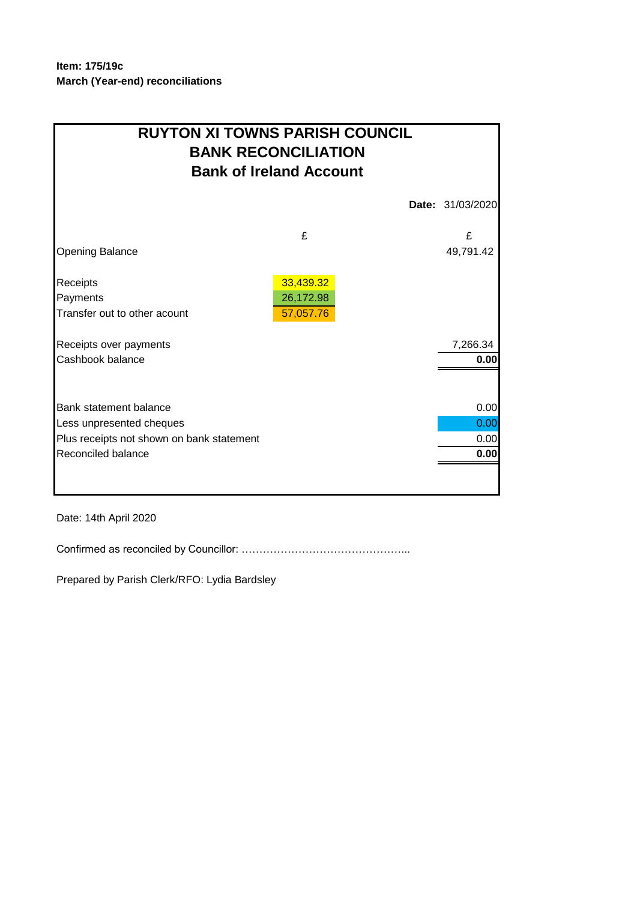**Item: 175/19c**
**March (Year-end) reconciliations**

# RUYTON XI TOWNS PARISH COUNCIL
## BANK RECONCILIATION
## Bank of Ireland Account

**Date:** 31/03/2020

| | £ | £ |
|---|---|---|
| Opening Balance | | 49,791.42 |
| | | |
| Receipts | 33,439.32 | |
| Payments | 26,172.98 | |
| Transfer out to other acount | 57,057.76 | |
| | | |
| Receipts over payments | | 7,266.34 |
| Cashbook balance | | **0.00** |
| | | |
| Bank statement balance | | 0.00 |
| Less unpresented cheques | | 0.00 |
| Plus receipts not shown on bank statement | | 0.00 |
| Reconciled balance | | **0.00** |

Date: 14th April 2020

Confirmed as reconciled by Councillor: ………………………………………...

Prepared by Parish Clerk/RFO: Lydia Bardsley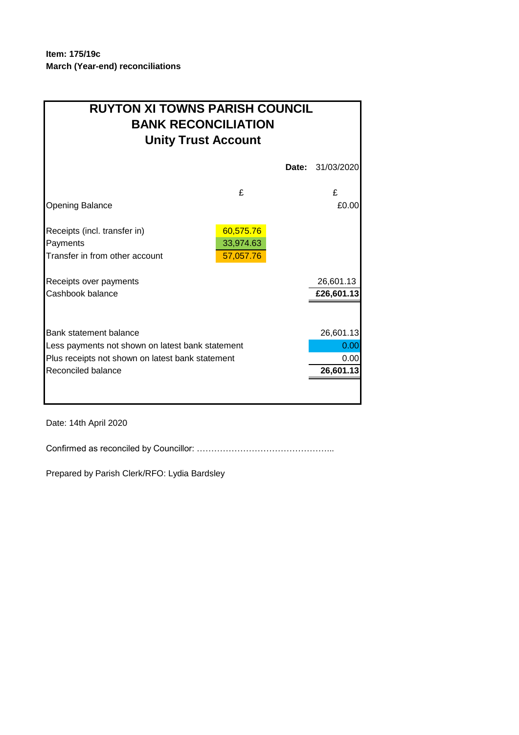**Item: 175/19c**
**March (Year-end) reconciliations**

# RUYTON XI TOWNS PARISH COUNCIL
## BANK RECONCILIATION
## Unity Trust Account

| | | Date: | 31/03/2020 |
|---|---|---|---|
| | £ | | £ |
| Opening Balance | | | £0.00 |
| Receipts (incl. transfer in) | 60,575.76 | | |
| Payments | 33,974.63 | | |
| Transfer in from other account | 57,057.76 | | |
| Receipts over payments | | | 26,601.13 |
| Cashbook balance | | | **£26,601.13** |
| Bank statement balance | | | 26,601.13 |
| Less payments not shown on latest bank statement | | | 0.00 |
| Plus receipts not shown on latest bank statement | | | 0.00 |
| Reconciled balance | | | **26,601.13** |

Date: 14th April 2020

Confirmed as reconciled by Councillor: ……………………………………...

Prepared by Parish Clerk/RFO: Lydia Bardsley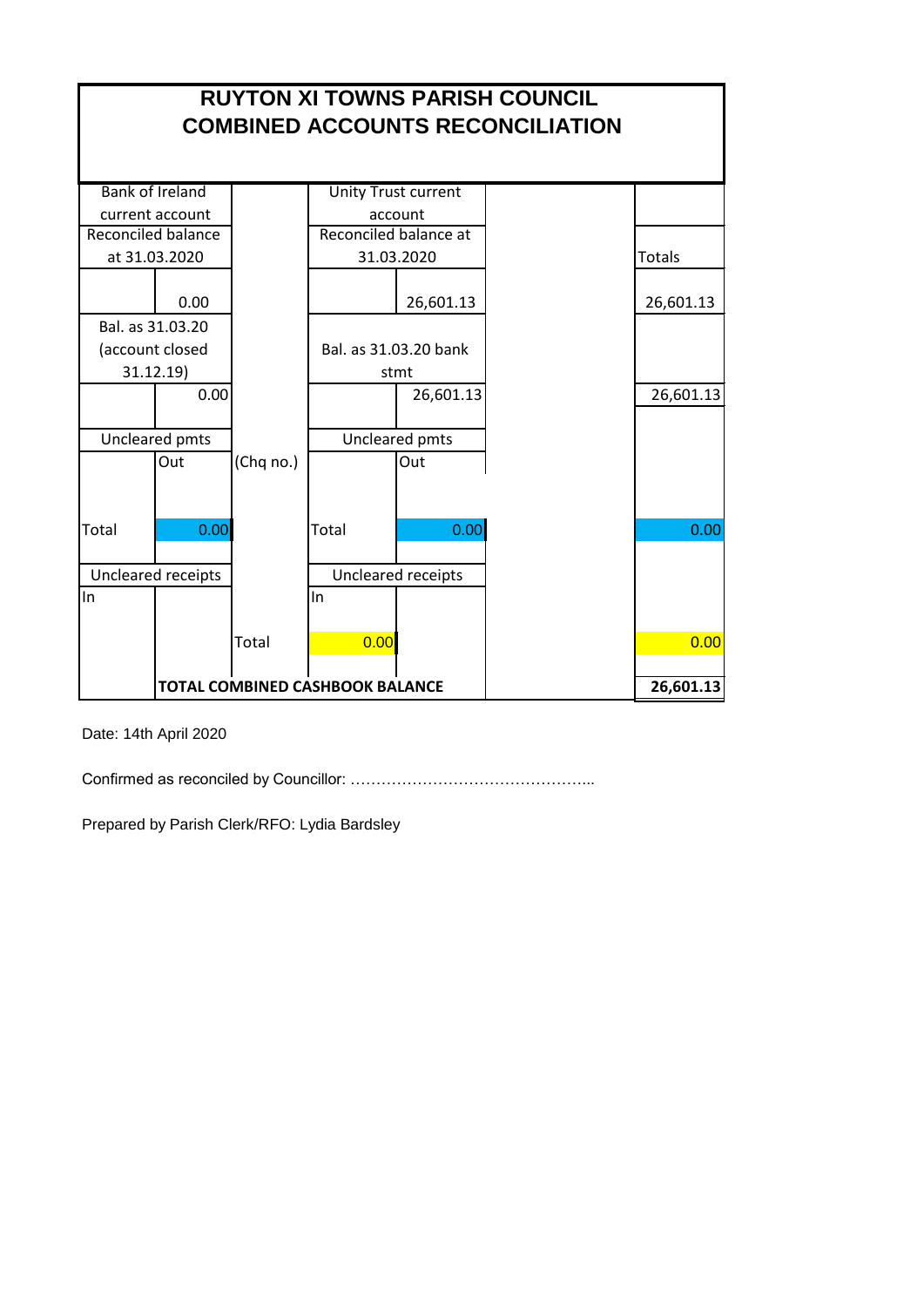# RUYTON XI TOWNS PARISH COUNCIL
# COMBINED ACCOUNTS RECONCILIATION

| | | | | | | |
|---|---|---|---|---|---|---|
| Bank of Ireland current account | | | Unity Trust current account | | | |
| Reconciled balance at 31.03.2020 | | | Reconciled balance at 31.03.2020 | | | Totals |
| | 0.00 | | | 26,601.13 | | 26,601.13 |
| Bal. as 31.03.20 (account closed 31.12.19) | | | Bal. as 31.03.20 bank stmt | | | |
| | 0.00 | | | 26,601.13 | | 26,601.13 |
| Uncleared pmts | | | Uncleared pmts | | | |
| | Out | (Chq no.) | | Out | | |
| Total | 0.00 | | Total | 0.00 | | 0.00 |
| Uncleared receipts | | | Uncleared receipts | | | |
| In | | | In | | | |
| | | Total | 0.00 | | | 0.00 |
| | TOTAL COMBINED CASHBOOK BALANCE | | | | | 26,601.13 |

Date: 14th April 2020

Confirmed as reconciled by Councillor: ………………………………………..

Prepared by Parish Clerk/RFO: Lydia Bardsley